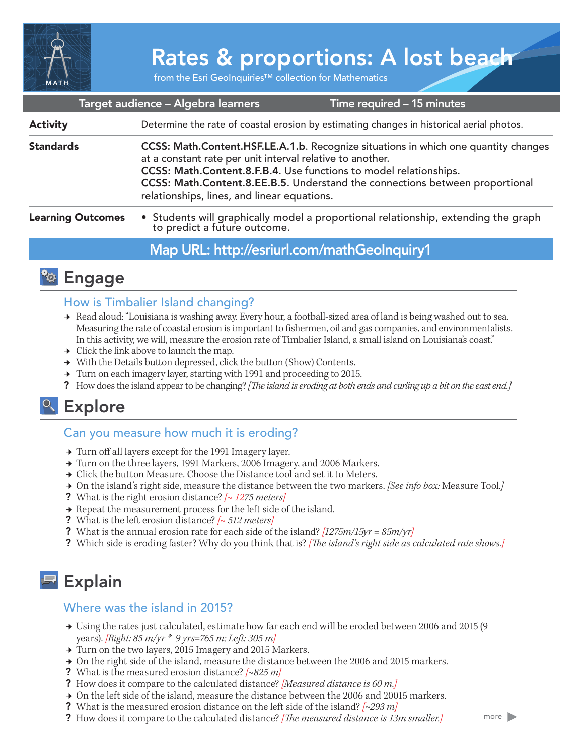# Rates & proportions: A lost beach

from the Esri GeoInquiries™ collection for Mathematics

| Target audience – Algebra learners | Time required – 15 minutes |
|---|---|

| | |
|---|---|
| **Activity** | Determine the rate of coastal erosion by estimating changes in historical aerial photos. |
| **Standards** | **CCSS: Math.Content.HSF.LE.A.1.b**. Recognize situations in which one quantity changes at a constant rate per unit interval relative to another. **CCSS: Math.Content.8.F.B.4**. Use functions to model relationships. **CCSS: Math.Content.8.EE.B.5**. Understand the connections between proportional relationships, lines, and linear equations. |
| **Learning Outcomes** | • Students will graphically model a proportional relationship, extending the graph to predict a future outcome. |

**Map URL: http://esriurl.com/mathGeoInquiry1**

## Engage

### How is Timbalier Island changing?

→ Read aloud: "Louisiana is washing away. Every hour, a football-sized area of land is being washed out to sea. Measuring the rate of coastal erosion is important to fishermen, oil and gas companies, and environmentalists. In this activity, we will, measure the erosion rate of Timbalier Island, a small island on Louisiana's coast."

→ Click the link above to launch the map.

→ With the Details button depressed, click the button (Show) Contents.

→ Turn on each imagery layer, starting with 1991 and proceeding to 2015.

? How does the island appear to be changing? *[The island is eroding at both ends and curling up a bit on the east end.]*

## Explore

### Can you measure how much it is eroding?

→ Turn off all layers except for the 1991 Imagery layer.

→ Turn on the three layers, 1991 Markers, 2006 Imagery, and 2006 Markers.

→ Click the button Measure. Choose the Distance tool and set it to Meters.

→ On the island's right side, measure the distance between the two markers. *[See info box:* Measure Tool.*]*

? What is the right erosion distance? *[~ 1275 meters]*

→ Repeat the measurement process for the left side of the island.

? What is the left erosion distance? *[~ 512 meters]*

? What is the annual erosion rate for each side of the island? *[1275m/15yr = 85m/yr]*

? Which side is eroding faster? Why do you think that is? *[The island's right side as calculated rate shows.]*

## Explain

### Where was the island in 2015?

→ Using the rates just calculated, estimate how far each end will be eroded between 2006 and 2015 (9 years). *[Right: 85 m/yr * 9 yrs=765 m; Left: 305 m]*

→ Turn on the two layers, 2015 Imagery and 2015 Markers.

→ On the right side of the island, measure the distance between the 2006 and 2015 markers.

? What is the measured erosion distance? *[~825 m]*

? How does it compare to the calculated distance? *[Measured distance is 60 m.]*

→ On the left side of the island, measure the distance between the 2006 and 20015 markers.

? What is the measured erosion distance on the left side of the island? *[~293 m]*

? How does it compare to the calculated distance? *[The measured distance is 13m smaller.]*

more ▶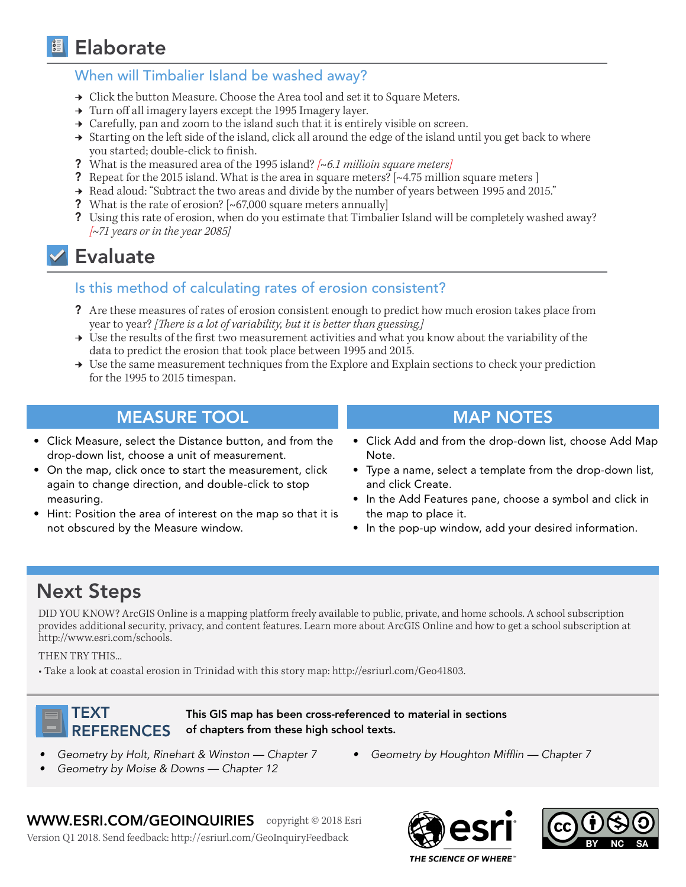## Elaborate

### When will Timbalier Island be washed away?

- → Click the button Measure. Choose the Area tool and set it to Square Meters.
- → Turn off all imagery layers except the 1995 Imagery layer.
- → Carefully, pan and zoom to the island such that it is entirely visible on screen.
- → Starting on the left side of the island, click all around the edge of the island until you get back to where you started; double-click to finish.
- ? What is the measured area of the 1995 island? *[~6.1 milliion square meters]*
- ? Repeat for the 2015 island. What is the area in square meters? [~4.75 million square meters ]
- → Read aloud: "Subtract the two areas and divide by the number of years between 1995 and 2015."
- ? What is the rate of erosion? [~67,000 square meters annually]
- ? Using this rate of erosion, when do you estimate that Timbalier Island will be completely washed away? *[~71 years or in the year 2085]*

## Evaluate

### Is this method of calculating rates of erosion consistent?

- ? Are these measures of rates of erosion consistent enough to predict how much erosion takes place from year to year? *[There is a lot of variability, but it is better than guessing.]*
- → Use the results of the first two measurement activities and what you know about the variability of the data to predict the erosion that took place between 1995 and 2015.
- → Use the same measurement techniques from the Explore and Explain sections to check your prediction for the 1995 to 2015 timespan.

### MEASURE TOOL

- Click Measure, select the Distance button, and from the drop-down list, choose a unit of measurement.
- On the map, click once to start the measurement, click again to change direction, and double-click to stop measuring.
- Hint: Position the area of interest on the map so that it is not obscured by the Measure window.

### MAP NOTES

- Click Add and from the drop-down list, choose Add Map Note.
- Type a name, select a template from the drop-down list, and click Create.
- In the Add Features pane, choose a symbol and click in the map to place it.
- In the pop-up window, add your desired information.

## Next Steps

DID YOU KNOW? ArcGIS Online is a mapping platform freely available to public, private, and home schools. A school subscription provides additional security, privacy, and content features. Learn more about ArcGIS Online and how to get a school subscription at http://www.esri.com/schools.

THEN TRY THIS...

- Take a look at coastal erosion in Trinidad with this story map: http://esriurl.com/Geo41803.

### TEXT REFERENCES

**This GIS map has been cross-referenced to material in sections of chapters from these high school texts.**

- *Geometry by Holt, Rinehart & Winston — Chapter 7*
- *Geometry by Moise & Downs — Chapter 12*
- *Geometry by Houghton Mifflin — Chapter 7*

**WWW.ESRI.COM/GEOINQUIRIES** copyright © 2018 Esri

Version Q1 2018. Send feedback: http://esriurl.com/GeoInquiryFeedback

esri THE SCIENCE OF WHERE

CC BY NC SA